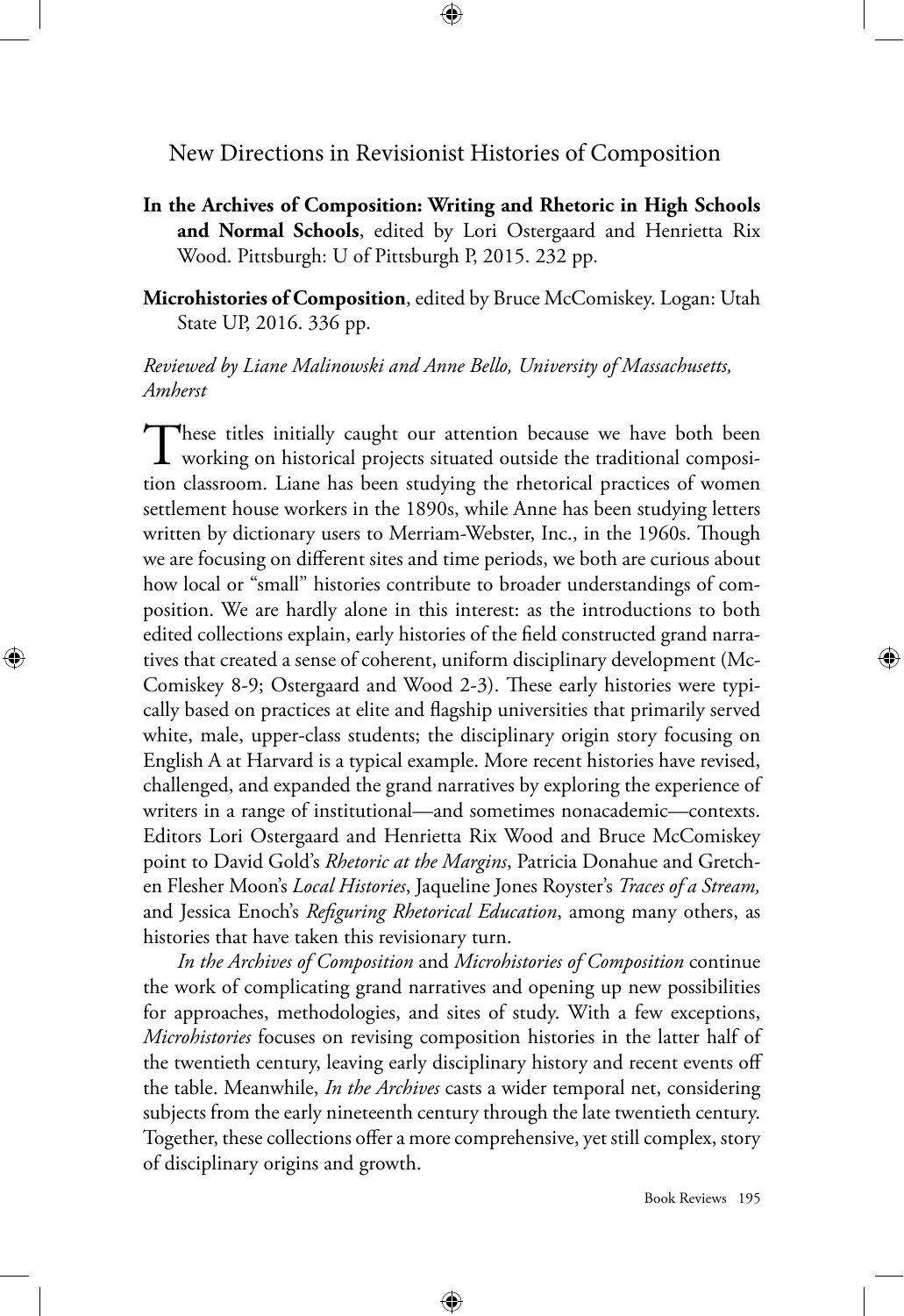# New Directions in Revisionist Histories of Composition

**In the Archives of Composition: Writing and Rhetoric in High Schools and Normal Schools**, edited by Lori Ostergaard and Henrietta Rix Wood. Pittsburgh: U of Pittsburgh P, 2015. 232 pp.

**Microhistories of Composition**, edited by Bruce McComiskey. Logan: Utah State UP, 2016. 336 pp.

*Reviewed by Liane Malinowski and Anne Bello, University of Massachusetts, Amherst*

These titles initially caught our attention because we have both been working on historical projects situated outside the traditional composition classroom. Liane has been studying the rhetorical practices of women settlement house workers in the 1890s, while Anne has been studying letters written by dictionary users to Merriam-Webster, Inc., in the 1960s. Though we are focusing on different sites and time periods, we both are curious about how local or "small" histories contribute to broader understandings of composition. We are hardly alone in this interest: as the introductions to both edited collections explain, early histories of the field constructed grand narratives that created a sense of coherent, uniform disciplinary development (McComiskey 8-9; Ostergaard and Wood 2-3). These early histories were typically based on practices at elite and flagship universities that primarily served white, male, upper-class students; the disciplinary origin story focusing on English A at Harvard is a typical example. More recent histories have revised, challenged, and expanded the grand narratives by exploring the experience of writers in a range of institutional—and sometimes nonacademic—contexts. Editors Lori Ostergaard and Henrietta Rix Wood and Bruce McComiskey point to David Gold's *Rhetoric at the Margins*, Patricia Donahue and Gretchen Flesher Moon's *Local Histories*, Jaqueline Jones Royster's *Traces of a Stream,* and Jessica Enoch's *Refiguring Rhetorical Education*, among many others, as histories that have taken this revisionary turn.

*In the Archives of Composition* and *Microhistories of Composition* continue the work of complicating grand narratives and opening up new possibilities for approaches, methodologies, and sites of study. With a few exceptions, *Microhistories* focuses on revising composition histories in the latter half of the twentieth century, leaving early disciplinary history and recent events off the table. Meanwhile, *In the Archives* casts a wider temporal net, considering subjects from the early nineteenth century through the late twentieth century. Together, these collections offer a more comprehensive, yet still complex, story of disciplinary origins and growth.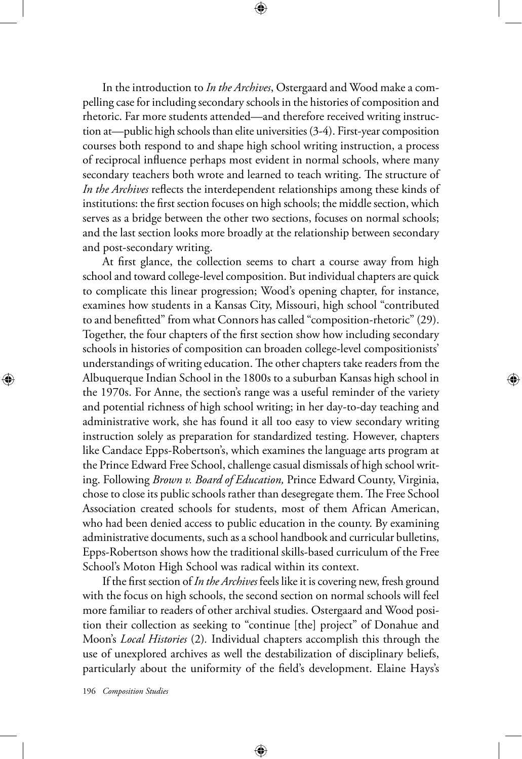In the introduction to *In the Archives*, Ostergaard and Wood make a compelling case for including secondary schools in the histories of composition and rhetoric. Far more students attended—and therefore received writing instruction at—public high schools than elite universities (3-4). First-year composition courses both respond to and shape high school writing instruction, a process of reciprocal influence perhaps most evident in normal schools, where many secondary teachers both wrote and learned to teach writing. The structure of *In the Archives* reflects the interdependent relationships among these kinds of institutions: the first section focuses on high schools; the middle section, which serves as a bridge between the other two sections, focuses on normal schools; and the last section looks more broadly at the relationship between secondary and post-secondary writing.

At first glance, the collection seems to chart a course away from high school and toward college-level composition. But individual chapters are quick to complicate this linear progression; Wood's opening chapter, for instance, examines how students in a Kansas City, Missouri, high school "contributed to and benefitted" from what Connors has called "composition-rhetoric" (29). Together, the four chapters of the first section show how including secondary schools in histories of composition can broaden college-level compositionists' understandings of writing education. The other chapters take readers from the Albuquerque Indian School in the 1800s to a suburban Kansas high school in the 1970s. For Anne, the section's range was a useful reminder of the variety and potential richness of high school writing; in her day-to-day teaching and administrative work, she has found it all too easy to view secondary writing instruction solely as preparation for standardized testing. However, chapters like Candace Epps-Robertson's, which examines the language arts program at the Prince Edward Free School, challenge casual dismissals of high school writing. Following *Brown v. Board of Education,* Prince Edward County, Virginia, chose to close its public schools rather than desegregate them. The Free School Association created schools for students, most of them African American, who had been denied access to public education in the county. By examining administrative documents, such as a school handbook and curricular bulletins, Epps-Robertson shows how the traditional skills-based curriculum of the Free School's Moton High School was radical within its context.

If the first section of *In the Archives* feels like it is covering new, fresh ground with the focus on high schools, the second section on normal schools will feel more familiar to readers of other archival studies. Ostergaard and Wood position their collection as seeking to "continue [the] project" of Donahue and Moon's *Local Histories* (2). Individual chapters accomplish this through the use of unexplored archives as well the destabilization of disciplinary beliefs, particularly about the uniformity of the field's development. Elaine Hays's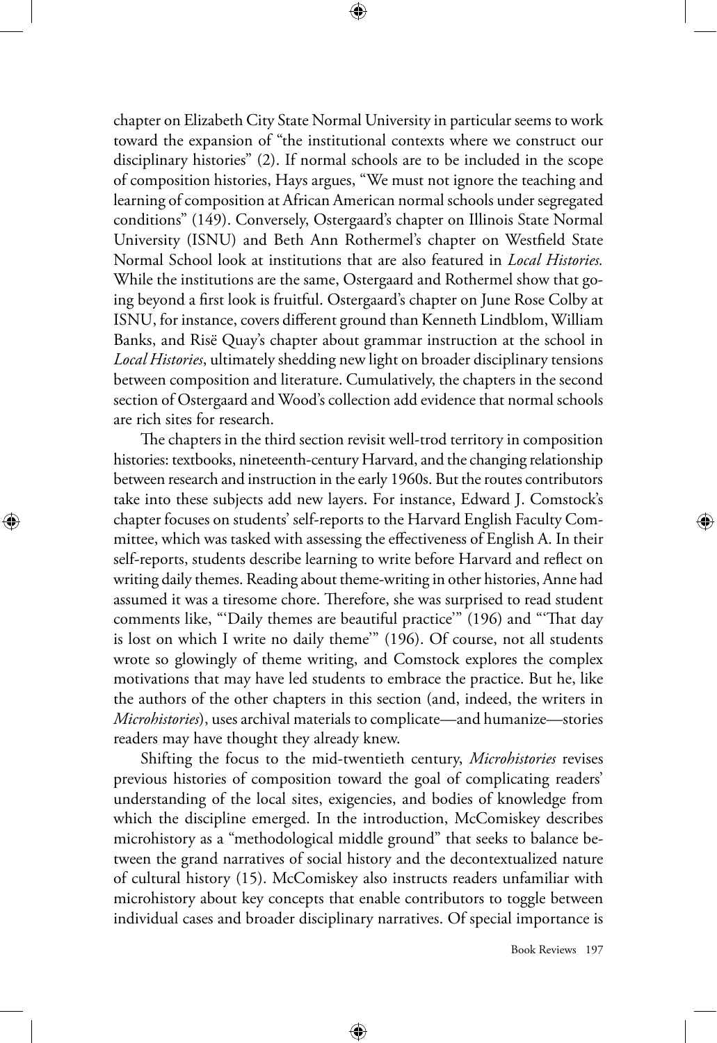chapter on Elizabeth City State Normal University in particular seems to work toward the expansion of "the institutional contexts where we construct our disciplinary histories" (2). If normal schools are to be included in the scope of composition histories, Hays argues, "We must not ignore the teaching and learning of composition at African American normal schools under segregated conditions" (149). Conversely, Ostergaard's chapter on Illinois State Normal University (ISNU) and Beth Ann Rothermel's chapter on Westfield State Normal School look at institutions that are also featured in *Local Histories.* While the institutions are the same, Ostergaard and Rothermel show that going beyond a first look is fruitful. Ostergaard's chapter on June Rose Colby at ISNU, for instance, covers different ground than Kenneth Lindblom, William Banks, and Risë Quay's chapter about grammar instruction at the school in *Local Histories*, ultimately shedding new light on broader disciplinary tensions between composition and literature. Cumulatively, the chapters in the second section of Ostergaard and Wood's collection add evidence that normal schools are rich sites for research.

The chapters in the third section revisit well-trod territory in composition histories: textbooks, nineteenth-century Harvard, and the changing relationship between research and instruction in the early 1960s. But the routes contributors take into these subjects add new layers. For instance, Edward J. Comstock's chapter focuses on students' self-reports to the Harvard English Faculty Committee, which was tasked with assessing the effectiveness of English A. In their self-reports, students describe learning to write before Harvard and reflect on writing daily themes. Reading about theme-writing in other histories, Anne had assumed it was a tiresome chore. Therefore, she was surprised to read student comments like, "'Daily themes are beautiful practice'" (196) and "'That day is lost on which I write no daily theme'" (196). Of course, not all students wrote so glowingly of theme writing, and Comstock explores the complex motivations that may have led students to embrace the practice. But he, like the authors of the other chapters in this section (and, indeed, the writers in *Microhistories*), uses archival materials to complicate—and humanize—stories readers may have thought they already knew.

Shifting the focus to the mid-twentieth century, *Microhistories* revises previous histories of composition toward the goal of complicating readers' understanding of the local sites, exigencies, and bodies of knowledge from which the discipline emerged. In the introduction, McComiskey describes microhistory as a "methodological middle ground" that seeks to balance between the grand narratives of social history and the decontextualized nature of cultural history (15). McComiskey also instructs readers unfamiliar with microhistory about key concepts that enable contributors to toggle between individual cases and broader disciplinary narratives. Of special importance is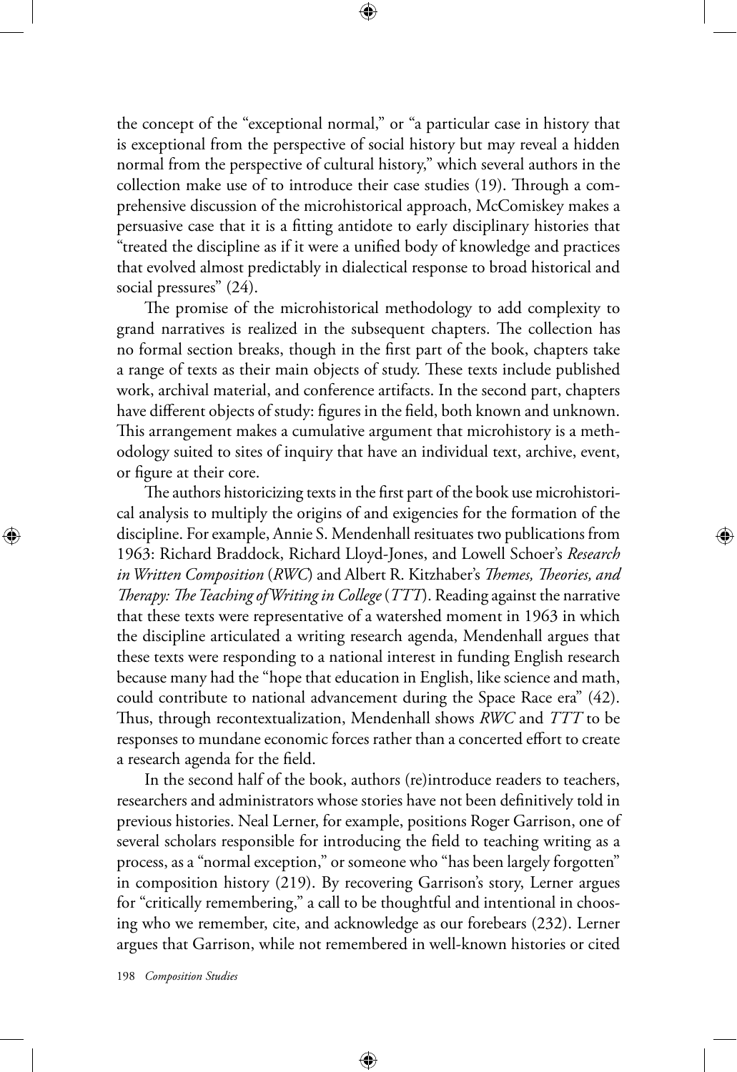the concept of the "exceptional normal," or "a particular case in history that is exceptional from the perspective of social history but may reveal a hidden normal from the perspective of cultural history," which several authors in the collection make use of to introduce their case studies (19). Through a comprehensive discussion of the microhistorical approach, McComiskey makes a persuasive case that it is a fitting antidote to early disciplinary histories that "treated the discipline as if it were a unified body of knowledge and practices that evolved almost predictably in dialectical response to broad historical and social pressures" (24).

The promise of the microhistorical methodology to add complexity to grand narratives is realized in the subsequent chapters. The collection has no formal section breaks, though in the first part of the book, chapters take a range of texts as their main objects of study. These texts include published work, archival material, and conference artifacts. In the second part, chapters have different objects of study: figures in the field, both known and unknown. This arrangement makes a cumulative argument that microhistory is a methodology suited to sites of inquiry that have an individual text, archive, event, or figure at their core.

The authors historicizing texts in the first part of the book use microhistorical analysis to multiply the origins of and exigencies for the formation of the discipline. For example, Annie S. Mendenhall resituates two publications from 1963: Richard Braddock, Richard Lloyd-Jones, and Lowell Schoer's *Research in Written Composition* (*RWC*) and Albert R. Kitzhaber's *Themes, Theories, and Therapy: The Teaching of Writing in College* (*TTT*). Reading against the narrative that these texts were representative of a watershed moment in 1963 in which the discipline articulated a writing research agenda, Mendenhall argues that these texts were responding to a national interest in funding English research because many had the "hope that education in English, like science and math, could contribute to national advancement during the Space Race era" (42). Thus, through recontextualization, Mendenhall shows *RWC* and *TTT* to be responses to mundane economic forces rather than a concerted effort to create a research agenda for the field.

In the second half of the book, authors (re)introduce readers to teachers, researchers and administrators whose stories have not been definitively told in previous histories. Neal Lerner, for example, positions Roger Garrison, one of several scholars responsible for introducing the field to teaching writing as a process, as a "normal exception," or someone who "has been largely forgotten" in composition history (219). By recovering Garrison's story, Lerner argues for "critically remembering," a call to be thoughtful and intentional in choosing who we remember, cite, and acknowledge as our forebears (232). Lerner argues that Garrison, while not remembered in well-known histories or cited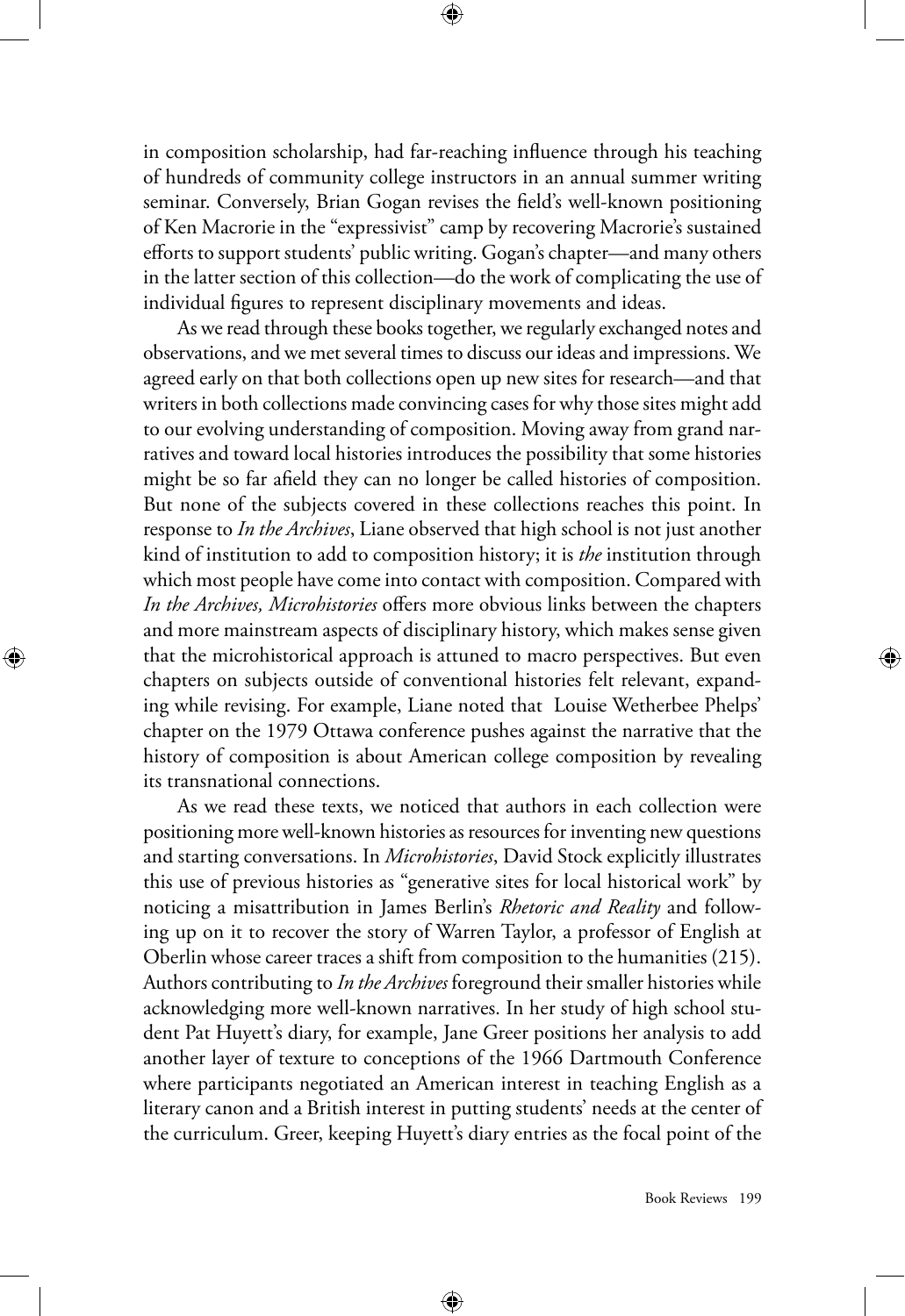in composition scholarship, had far-reaching influence through his teaching of hundreds of community college instructors in an annual summer writing seminar. Conversely, Brian Gogan revises the field's well-known positioning of Ken Macrorie in the "expressivist" camp by recovering Macrorie's sustained efforts to support students' public writing. Gogan's chapter—and many others in the latter section of this collection—do the work of complicating the use of individual figures to represent disciplinary movements and ideas.

As we read through these books together, we regularly exchanged notes and observations, and we met several times to discuss our ideas and impressions. We agreed early on that both collections open up new sites for research—and that writers in both collections made convincing cases for why those sites might add to our evolving understanding of composition. Moving away from grand narratives and toward local histories introduces the possibility that some histories might be so far afield they can no longer be called histories of composition. But none of the subjects covered in these collections reaches this point. In response to *In the Archives*, Liane observed that high school is not just another kind of institution to add to composition history; it is *the* institution through which most people have come into contact with composition. Compared with *In the Archives, Microhistories* offers more obvious links between the chapters and more mainstream aspects of disciplinary history, which makes sense given that the microhistorical approach is attuned to macro perspectives. But even chapters on subjects outside of conventional histories felt relevant, expanding while revising. For example, Liane noted that Louise Wetherbee Phelps' chapter on the 1979 Ottawa conference pushes against the narrative that the history of composition is about American college composition by revealing its transnational connections.

As we read these texts, we noticed that authors in each collection were positioning more well-known histories as resources for inventing new questions and starting conversations. In *Microhistories*, David Stock explicitly illustrates this use of previous histories as "generative sites for local historical work" by noticing a misattribution in James Berlin's *Rhetoric and Reality* and following up on it to recover the story of Warren Taylor, a professor of English at Oberlin whose career traces a shift from composition to the humanities (215). Authors contributing to *In the Archives* foreground their smaller histories while acknowledging more well-known narratives. In her study of high school student Pat Huyett's diary, for example, Jane Greer positions her analysis to add another layer of texture to conceptions of the 1966 Dartmouth Conference where participants negotiated an American interest in teaching English as a literary canon and a British interest in putting students' needs at the center of the curriculum. Greer, keeping Huyett's diary entries as the focal point of the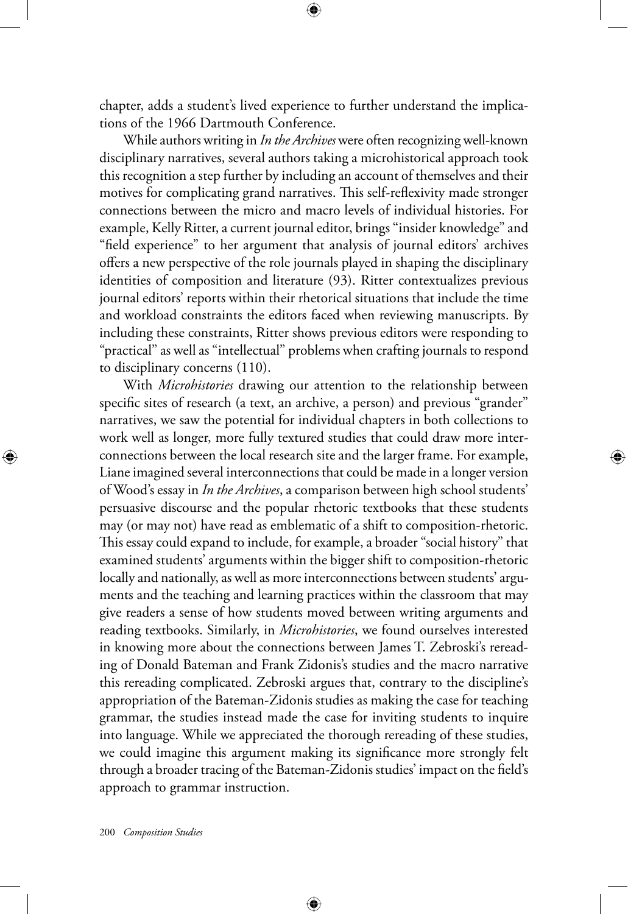chapter, adds a student's lived experience to further understand the implications of the 1966 Dartmouth Conference.

While authors writing in *In the Archives* were often recognizing well-known disciplinary narratives, several authors taking a microhistorical approach took this recognition a step further by including an account of themselves and their motives for complicating grand narratives. This self-reflexivity made stronger connections between the micro and macro levels of individual histories. For example, Kelly Ritter, a current journal editor, brings "insider knowledge" and "field experience" to her argument that analysis of journal editors' archives offers a new perspective of the role journals played in shaping the disciplinary identities of composition and literature (93). Ritter contextualizes previous journal editors' reports within their rhetorical situations that include the time and workload constraints the editors faced when reviewing manuscripts. By including these constraints, Ritter shows previous editors were responding to "practical" as well as "intellectual" problems when crafting journals to respond to disciplinary concerns (110).

With *Microhistories* drawing our attention to the relationship between specific sites of research (a text, an archive, a person) and previous "grander" narratives, we saw the potential for individual chapters in both collections to work well as longer, more fully textured studies that could draw more interconnections between the local research site and the larger frame. For example, Liane imagined several interconnections that could be made in a longer version of Wood's essay in *In the Archives*, a comparison between high school students' persuasive discourse and the popular rhetoric textbooks that these students may (or may not) have read as emblematic of a shift to composition-rhetoric. This essay could expand to include, for example, a broader "social history" that examined students' arguments within the bigger shift to composition-rhetoric locally and nationally, as well as more interconnections between students' arguments and the teaching and learning practices within the classroom that may give readers a sense of how students moved between writing arguments and reading textbooks. Similarly, in *Microhistories*, we found ourselves interested in knowing more about the connections between James T. Zebroski's rereading of Donald Bateman and Frank Zidonis's studies and the macro narrative this rereading complicated. Zebroski argues that, contrary to the discipline's appropriation of the Bateman-Zidonis studies as making the case for teaching grammar, the studies instead made the case for inviting students to inquire into language. While we appreciated the thorough rereading of these studies, we could imagine this argument making its significance more strongly felt through a broader tracing of the Bateman-Zidonis studies' impact on the field's approach to grammar instruction.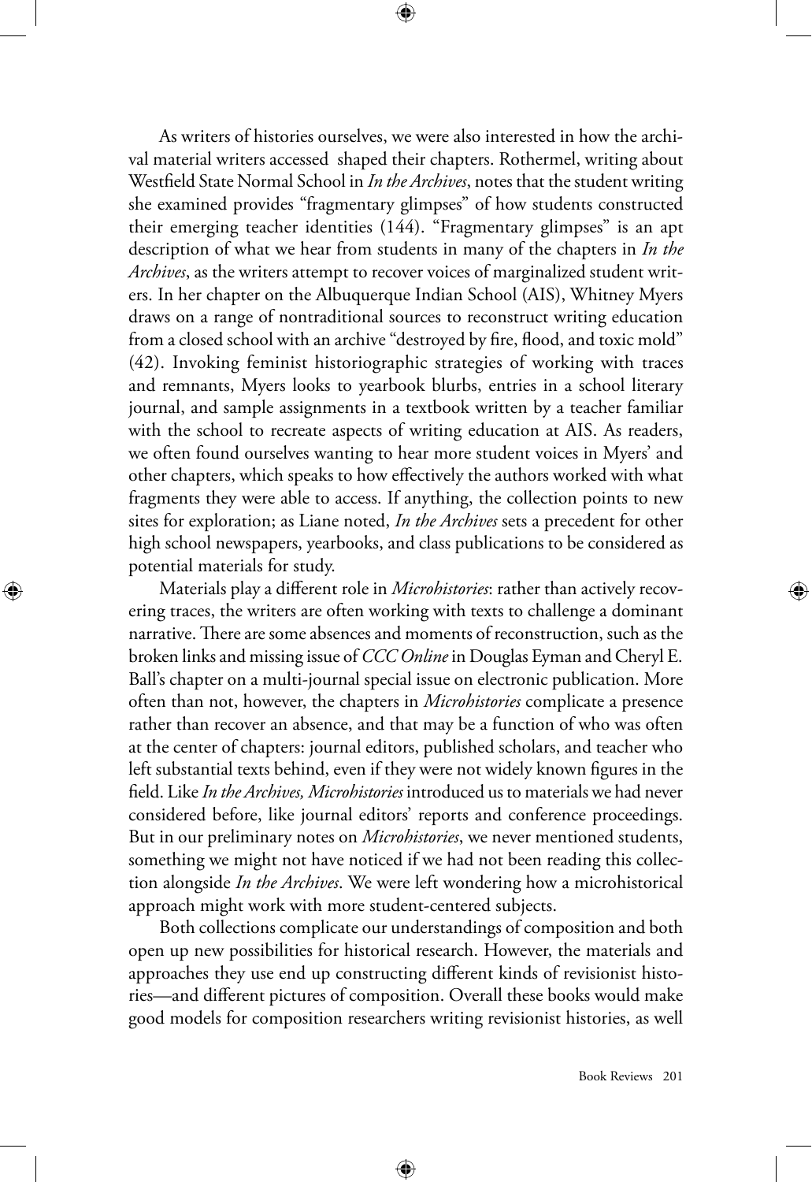As writers of histories ourselves, we were also interested in how the archival material writers accessed shaped their chapters. Rothermel, writing about Westfield State Normal School in *In the Archives*, notes that the student writing she examined provides "fragmentary glimpses" of how students constructed their emerging teacher identities (144). "Fragmentary glimpses" is an apt description of what we hear from students in many of the chapters in *In the Archives*, as the writers attempt to recover voices of marginalized student writers. In her chapter on the Albuquerque Indian School (AIS), Whitney Myers draws on a range of nontraditional sources to reconstruct writing education from a closed school with an archive "destroyed by fire, flood, and toxic mold" (42). Invoking feminist historiographic strategies of working with traces and remnants, Myers looks to yearbook blurbs, entries in a school literary journal, and sample assignments in a textbook written by a teacher familiar with the school to recreate aspects of writing education at AIS. As readers, we often found ourselves wanting to hear more student voices in Myers' and other chapters, which speaks to how effectively the authors worked with what fragments they were able to access. If anything, the collection points to new sites for exploration; as Liane noted, *In the Archives* sets a precedent for other high school newspapers, yearbooks, and class publications to be considered as potential materials for study.

Materials play a different role in *Microhistories*: rather than actively recovering traces, the writers are often working with texts to challenge a dominant narrative. There are some absences and moments of reconstruction, such as the broken links and missing issue of *CCC Online* in Douglas Eyman and Cheryl E. Ball's chapter on a multi-journal special issue on electronic publication. More often than not, however, the chapters in *Microhistories* complicate a presence rather than recover an absence, and that may be a function of who was often at the center of chapters: journal editors, published scholars, and teacher who left substantial texts behind, even if they were not widely known figures in the field. Like *In the Archives, Microhistories* introduced us to materials we had never considered before, like journal editors' reports and conference proceedings. But in our preliminary notes on *Microhistories*, we never mentioned students, something we might not have noticed if we had not been reading this collection alongside *In the Archives*. We were left wondering how a microhistorical approach might work with more student-centered subjects.

Both collections complicate our understandings of composition and both open up new possibilities for historical research. However, the materials and approaches they use end up constructing different kinds of revisionist histories—and different pictures of composition. Overall these books would make good models for composition researchers writing revisionist histories, as well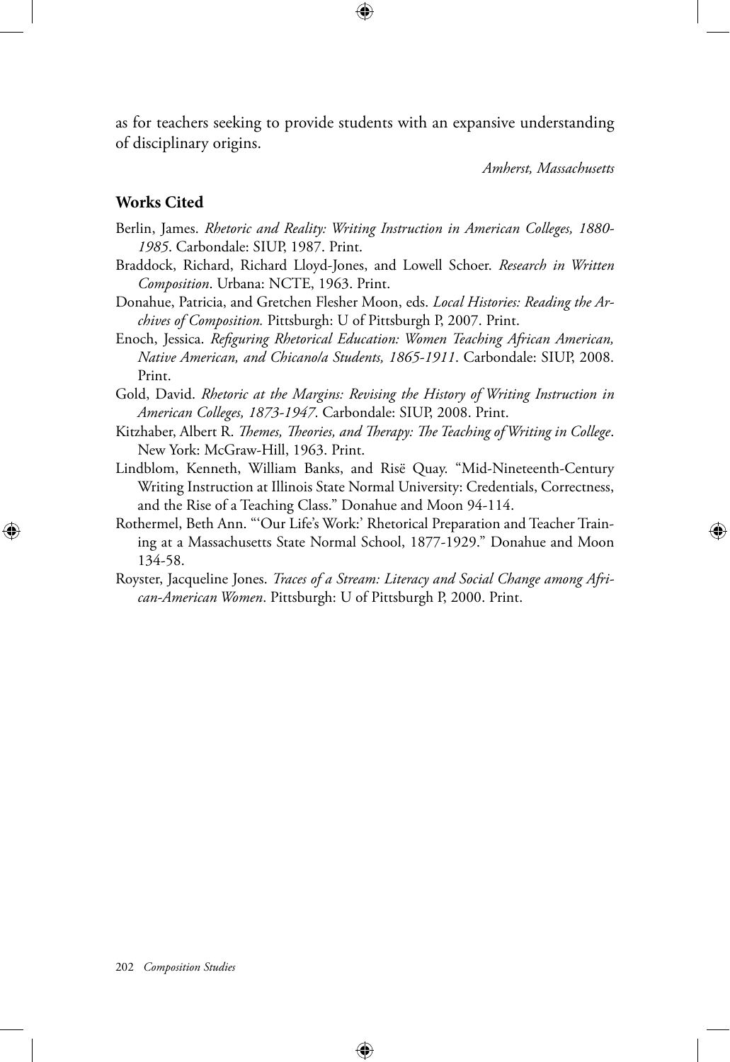as for teachers seeking to provide students with an expansive understanding of disciplinary origins.

*Amherst, Massachusetts*

## Works Cited

Berlin, James. *Rhetoric and Reality: Writing Instruction in American Colleges, 1880-1985*. Carbondale: SIUP, 1987. Print.

Braddock, Richard, Richard Lloyd-Jones, and Lowell Schoer. *Research in Written Composition*. Urbana: NCTE, 1963. Print.

Donahue, Patricia, and Gretchen Flesher Moon, eds. *Local Histories: Reading the Archives of Composition.* Pittsburgh: U of Pittsburgh P, 2007. Print.

Enoch, Jessica. *Refiguring Rhetorical Education: Women Teaching African American, Native American, and Chicano/a Students, 1865-1911*. Carbondale: SIUP, 2008. Print.

Gold, David. *Rhetoric at the Margins: Revising the History of Writing Instruction in American Colleges, 1873-1947*. Carbondale: SIUP, 2008. Print.

Kitzhaber, Albert R. *Themes, Theories, and Therapy: The Teaching of Writing in College*. New York: McGraw-Hill, 1963. Print.

Lindblom, Kenneth, William Banks, and Risë Quay. "Mid-Nineteenth-Century Writing Instruction at Illinois State Normal University: Credentials, Correctness, and the Rise of a Teaching Class." Donahue and Moon 94-114.

Rothermel, Beth Ann. "'Our Life's Work:' Rhetorical Preparation and Teacher Training at a Massachusetts State Normal School, 1877-1929." Donahue and Moon 134-58.

Royster, Jacqueline Jones. *Traces of a Stream: Literacy and Social Change among African-American Women*. Pittsburgh: U of Pittsburgh P, 2000. Print.